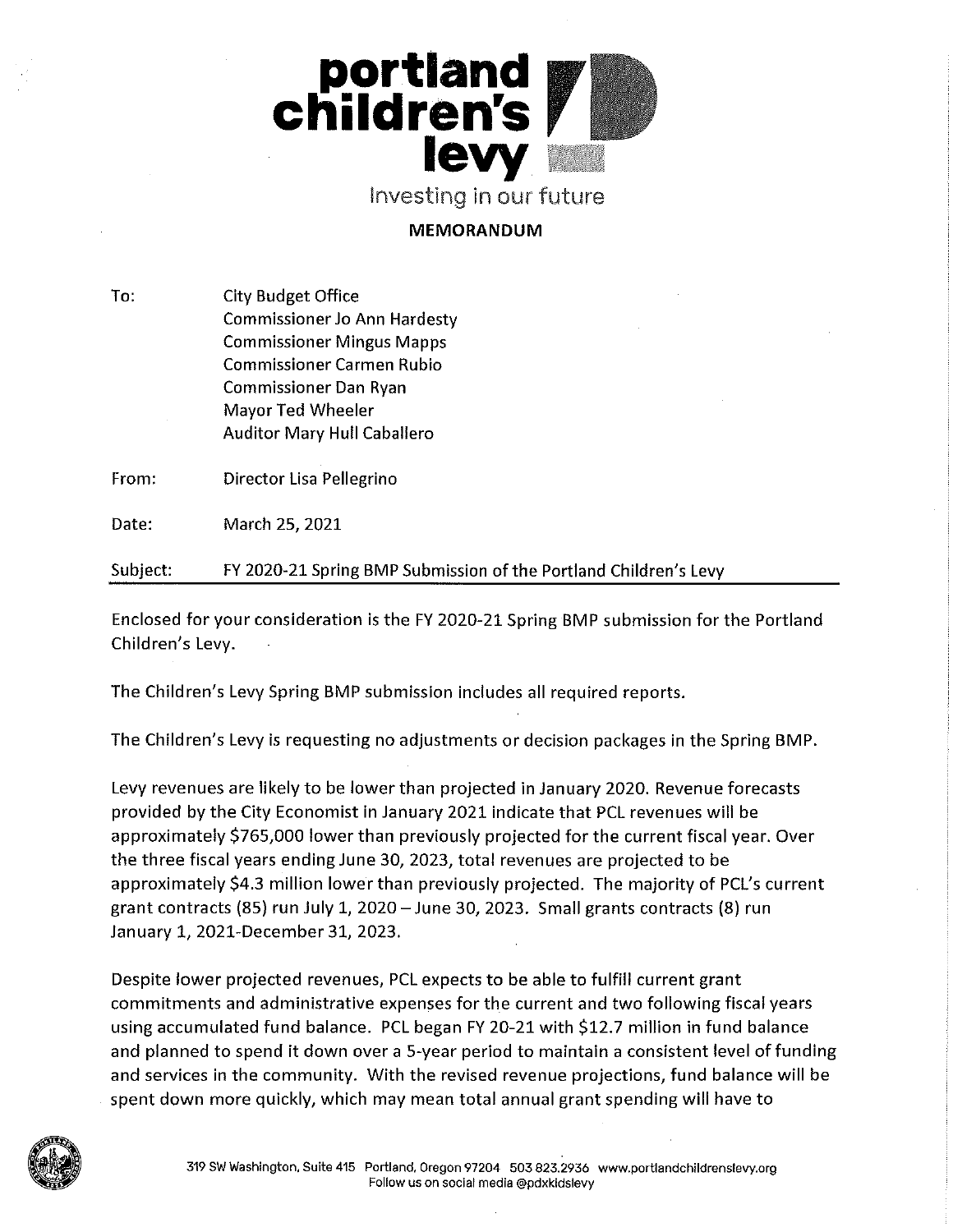# portland children's levy

Investing in our future

**MEMORANDUM**

To: City Budget Office
Commissioner Jo Ann Hardesty
Commissioner Mingus Mapps
Commissioner Carmen Rubio
Commissioner Dan Ryan
Mayor Ted Wheeler
Auditor Mary Hull Caballero

From: Director Lisa Pellegrino

Date: March 25, 2021

Subject: FY 2020-21 Spring BMP Submission of the Portland Children's Levy

---

Enclosed for your consideration is the FY 2020-21 Spring BMP submission for the Portland Children's Levy.

The Children's Levy Spring BMP submission includes all required reports.

The Children's Levy is requesting no adjustments or decision packages in the Spring BMP.

Levy revenues are likely to be lower than projected in January 2020. Revenue forecasts provided by the City Economist in January 2021 indicate that PCL revenues will be approximately $765,000 lower than previously projected for the current fiscal year. Over the three fiscal years ending June 30, 2023, total revenues are projected to be approximately $4.3 million lower than previously projected. The majority of PCL's current grant contracts (85) run July 1, 2020 – June 30, 2023. Small grants contracts (8) run January 1, 2021-December 31, 2023.

Despite lower projected revenues, PCL expects to be able to fulfill current grant commitments and administrative expenses for the current and two following fiscal years using accumulated fund balance. PCL began FY 20-21 with $12.7 million in fund balance and planned to spend it down over a 5-year period to maintain a consistent level of funding and services in the community. With the revised revenue projections, fund balance will be spent down more quickly, which may mean total annual grant spending will have to

319 SW Washington, Suite 415 Portland, Oregon 97204 503 823.2936 www.portlandchildrenslevy.org
Follow us on social media @pdxkidslevy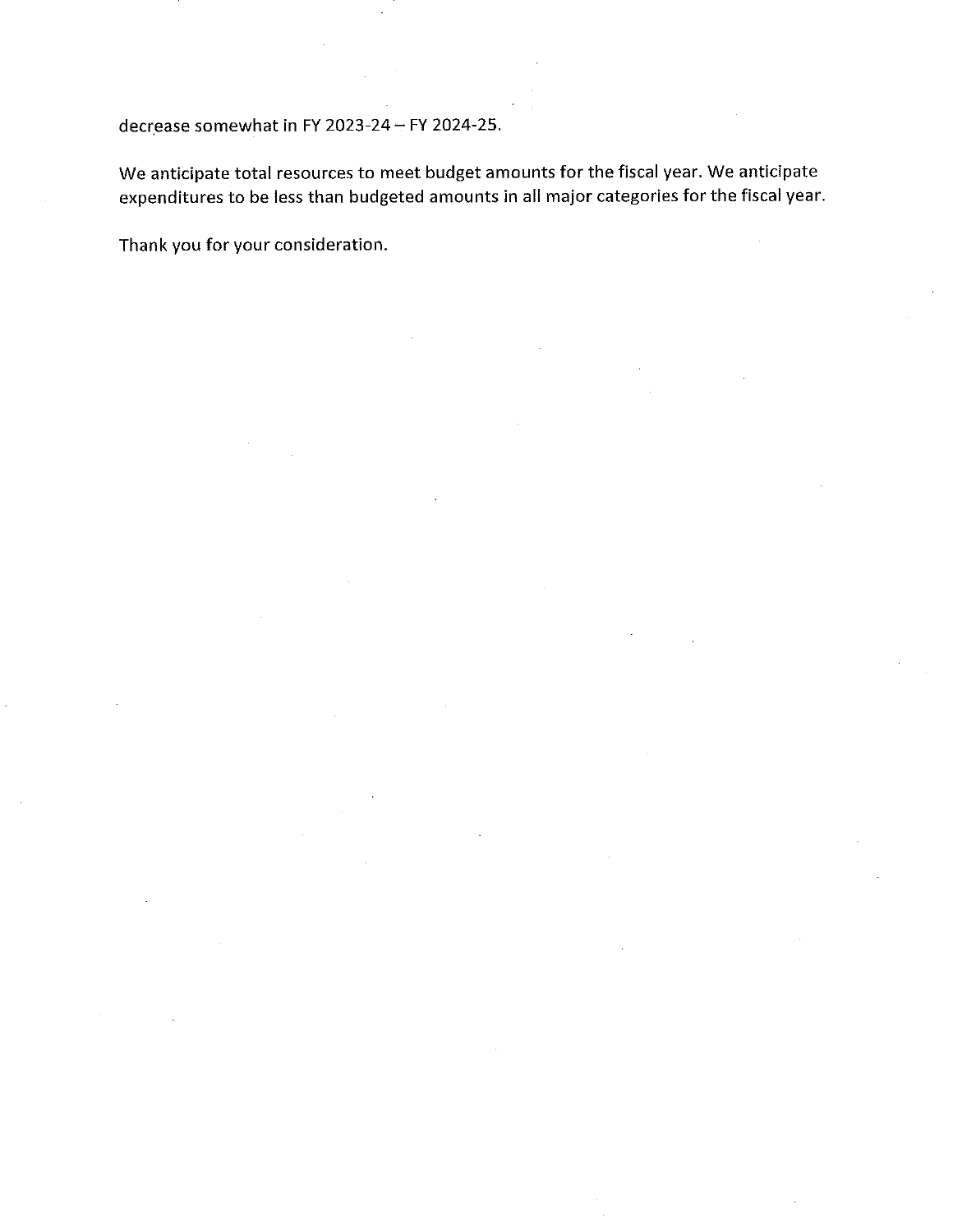decrease somewhat in FY 2023-24 – FY 2024-25.

We anticipate total resources to meet budget amounts for the fiscal year. We anticipate expenditures to be less than budgeted amounts in all major categories for the fiscal year.

Thank you for your consideration.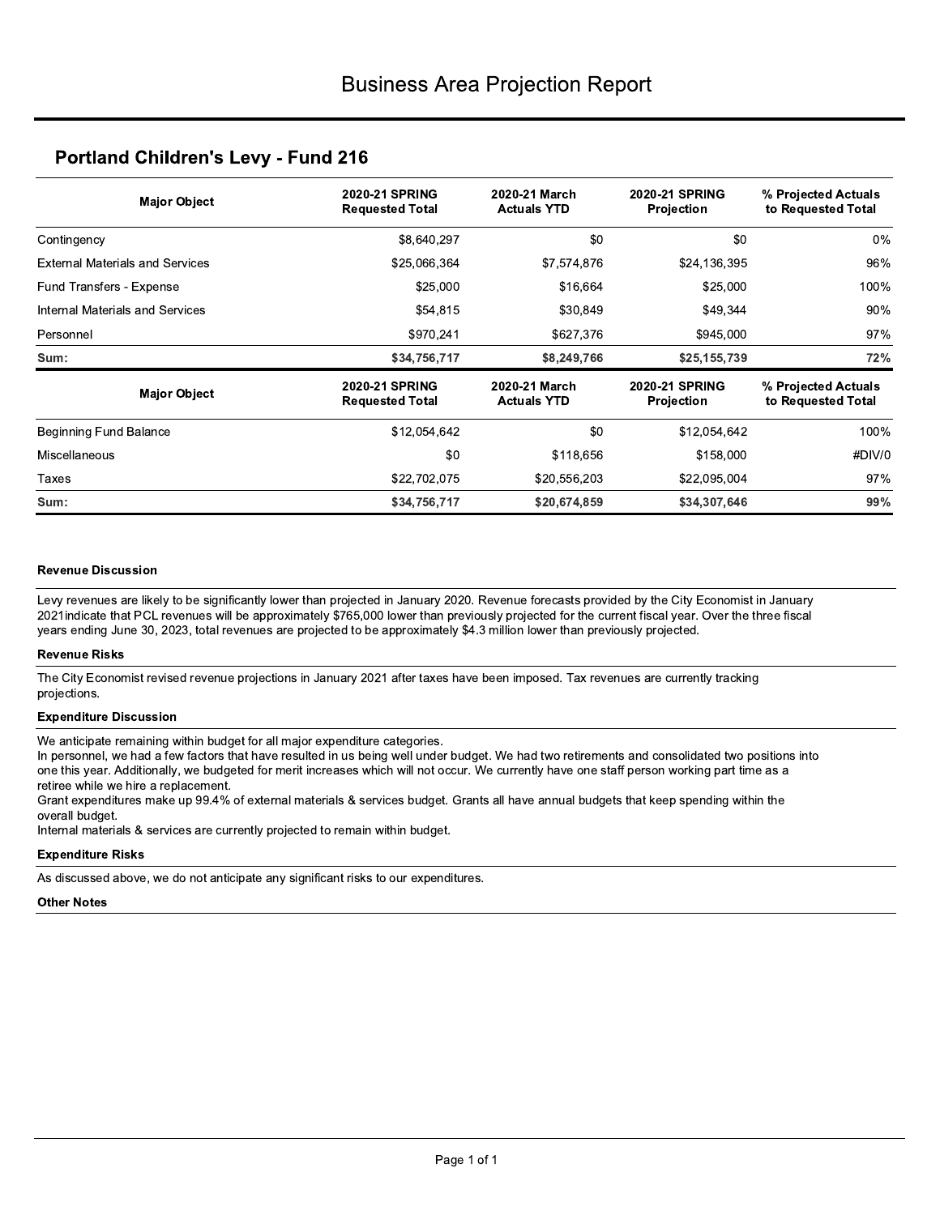# Business Area Projection Report

## Portland Children's Levy - Fund 216

| Major Object | 2020-21 SPRING Requested Total | 2020-21 March Actuals YTD | 2020-21 SPRING Projection | % Projected Actuals to Requested Total |
|---|---|---|---|---|
| Contingency | $8,640,297 | $0 | $0 | 0% |
| External Materials and Services | $25,066,364 | $7,574,876 | $24,136,395 | 96% |
| Fund Transfers - Expense | $25,000 | $16,664 | $25,000 | 100% |
| Internal Materials and Services | $54,815 | $30,849 | $49,344 | 90% |
| Personnel | $970,241 | $627,376 | $945,000 | 97% |
| **Sum:** | **$34,756,717** | **$8,249,766** | **$25,155,739** | **72%** |

| Major Object | 2020-21 SPRING Requested Total | 2020-21 March Actuals YTD | 2020-21 SPRING Projection | % Projected Actuals to Requested Total |
|---|---|---|---|---|
| Beginning Fund Balance | $12,054,642 | $0 | $12,054,642 | 100% |
| Miscellaneous | $0 | $118,656 | $158,000 | #DIV/0 |
| Taxes | $22,702,075 | $20,556,203 | $22,095,004 | 97% |
| **Sum:** | **$34,756,717** | **$20,674,859** | **$34,307,646** | **99%** |

**Revenue Discussion**

Levy revenues are likely to be significantly lower than projected in January 2020. Revenue forecasts provided by the City Economist in January 2021indicate that PCL revenues will be approximately $765,000 lower than previously projected for the current fiscal year. Over the three fiscal years ending June 30, 2023, total revenues are projected to be approximately $4.3 million lower than previously projected.

**Revenue Risks**

The City Economist revised revenue projections in January 2021 after taxes have been imposed. Tax revenues are currently tracking projections.

**Expenditure Discussion**

We anticipate remaining within budget for all major expenditure categories.
In personnel, we had a few factors that have resulted in us being well under budget. We had two retirements and consolidated two positions into one this year. Additionally, we budgeted for merit increases which will not occur. We currently have one staff person working part time as a retiree while we hire a replacement.
Grant expenditures make up 99.4% of external materials & services budget. Grants all have annual budgets that keep spending within the overall budget.
Internal materials & services are currently projected to remain within budget.

**Expenditure Risks**

As discussed above, we do not anticipate any significant risks to our expenditures.

**Other Notes**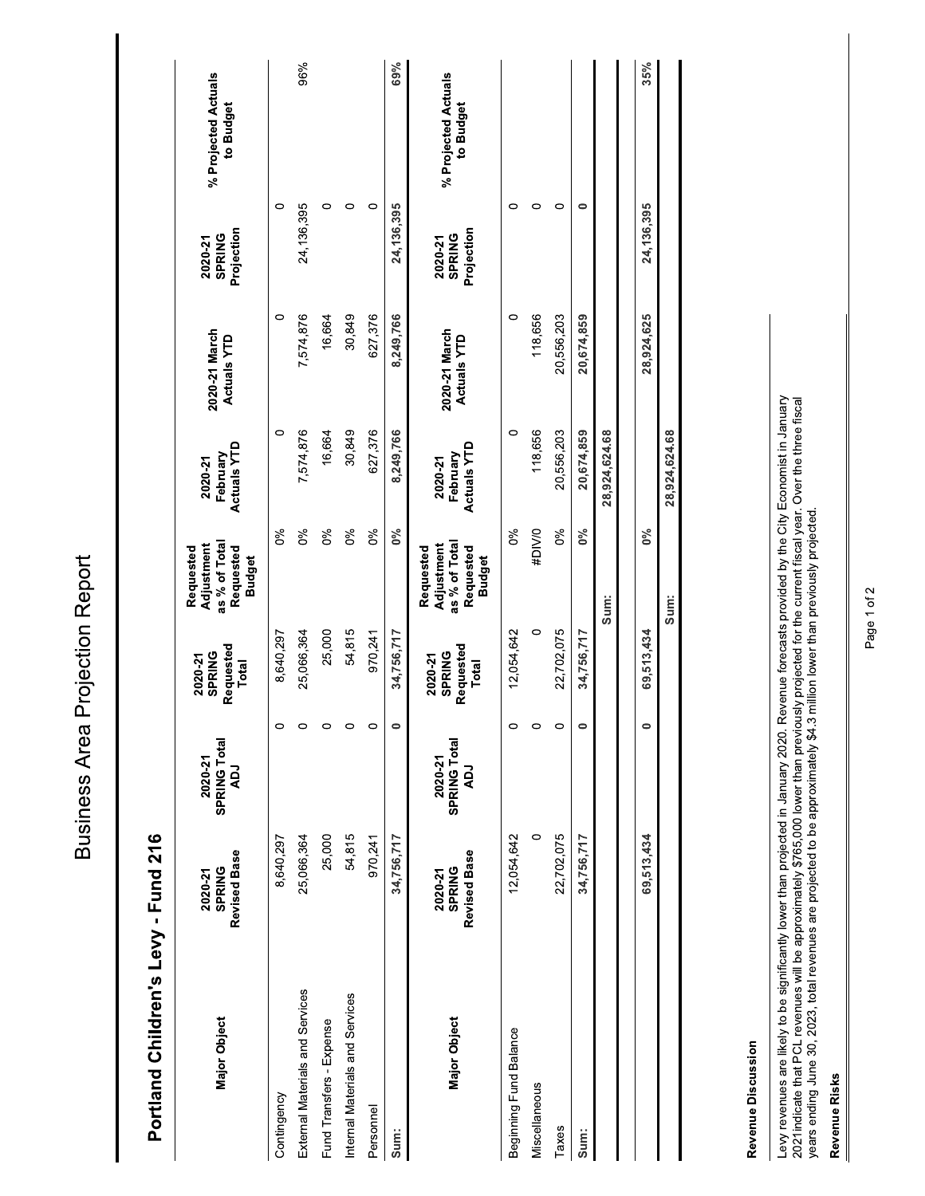# Business Area Projection Report

## Portland Children's Levy - Fund 216

| Major Object | 2020-21 SPRING Revised Base | 2020-21 SPRING Total ADJ | 2020-21 SPRING Requested Total | Requested Adjustment as % of Total Requested Budget | 2020-21 February Actuals YTD | 2020-21 March Actuals YTD | 2020-21 SPRING Projection | % Projected Actuals to Budget |
|---|---|---|---|---|---|---|---|---|
| Contingency | 8,640,297 | 0 | 8,640,297 | 0% | 0 | 0 | 0 | |
| External Materials and Services | 25,066,364 | 0 | 25,066,364 | 0% | 7,574,876 | 7,574,876 | 24,136,395 | 96% |
| Fund Transfers - Expense | 25,000 | 0 | 25,000 | 0% | 16,664 | 16,664 | 0 | |
| Internal Materials and Services | 54,815 | 0 | 54,815 | 0% | 30,849 | 30,849 | 0 | |
| Personnel | 970,241 | 0 | 970,241 | 0% | 627,376 | 627,376 | 0 | |
| Sum: | 34,756,717 | 0 | 34,756,717 | 0% | 8,249,766 | 8,249,766 | 24,136,395 | 69% |

| Major Object | 2020-21 SPRING Revised Base | 2020-21 SPRING Total ADJ | 2020-21 SPRING Requested Total | Requested Adjustment as % of Total Requested Budget | 2020-21 February Actuals YTD | 2020-21 March Actuals YTD | 2020-21 SPRING Projection | % Projected Actuals to Budget |
|---|---|---|---|---|---|---|---|---|
| Beginning Fund Balance | 12,054,642 | 0 | 12,054,642 | 0% | 0 | 0 | 0 | |
| Miscellaneous | 0 | 0 | 0 | #DIV/0 | 118,656 | 118,656 | 0 | |
| Taxes | 22,702,075 | 0 | 22,702,075 | 0% | 20,556,203 | 20,556,203 | 0 | |
| Sum: | 34,756,717 | 0 | 34,756,717 | 0% | 20,674,859 | 20,674,859 | 0 | |
| | | | | Sum: | 28,924,624.68 | | | |
| | 69,513,434 | 0 | 69,513,434 | 0% | | 28,924,625 | 24,136,395 | 35% |
| | | | Sum: | 28,924,624.68 | | | | |

**Revenue Discussion**

Levy revenues are likely to be significantly lower than projected in January 2020. Revenue forecasts provided by the City Economist in January 2021indicate that PCL revenues will be approximately $765,000 lower than previously projected for the current fiscal year. Over the three fiscal years ending June 30, 2023, total revenues are projected to be approximately $4.3 million lower than previously projected.

**Revenue Risks**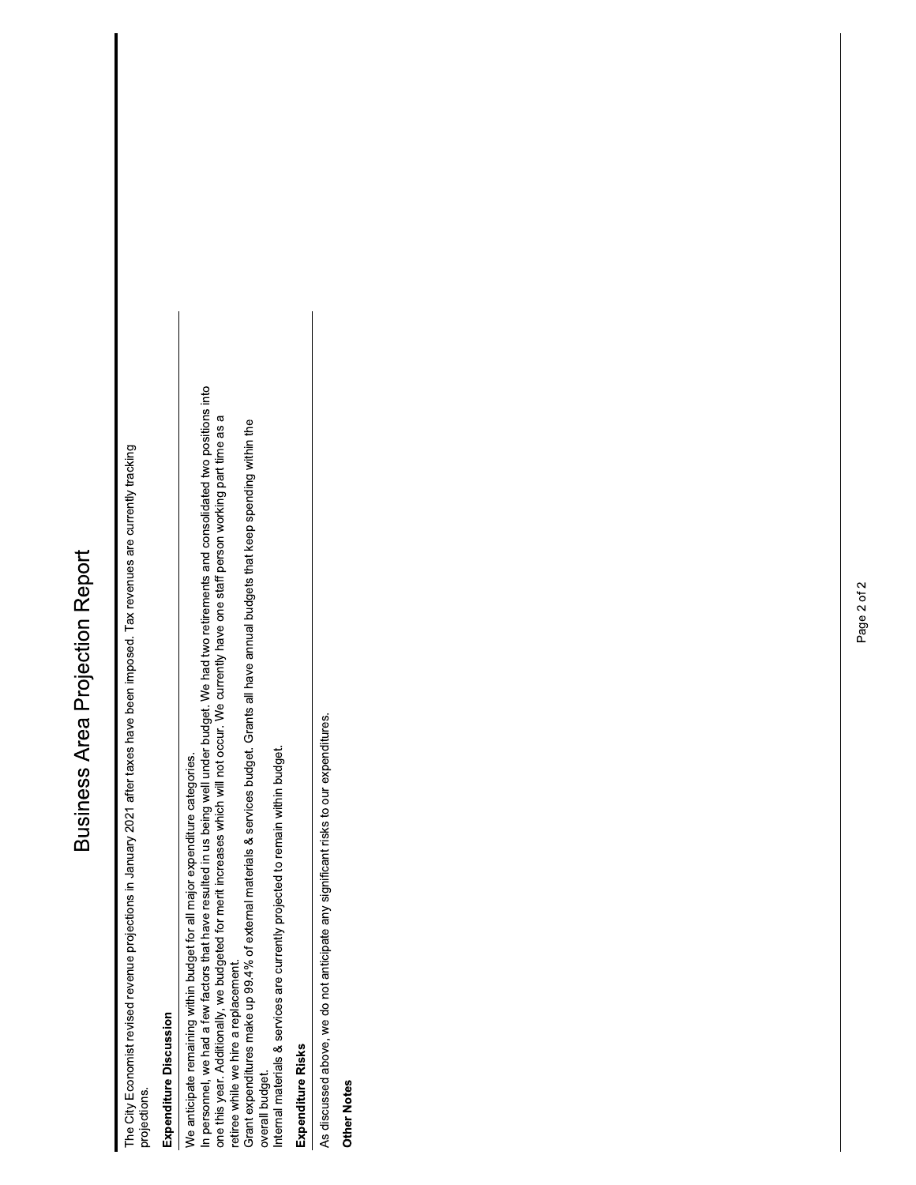# Business Area Projection Report

The City Economist revised revenue projections in January 2021 after taxes have been imposed. Tax revenues are currently tracking projections.

**Expenditure Discussion**

We anticipate remaining within budget for all major expenditure categories.
In personnel, we had a few factors that have resulted in us being well under budget. We had two retirements and consolidated two positions into one this year. Additionally, we budgeted for merit increases which will not occur. We currently have one staff person working part time as a retiree while we hire a replacement.
Grant expenditures make up 99.4% of external materials & services budget. Grants all have annual budgets that keep spending within the overall budget.
Internal materials & services are currently projected to remain within budget.

**Expenditure Risks**

As discussed above, we do not anticipate any significant risks to our expenditures.

**Other Notes**